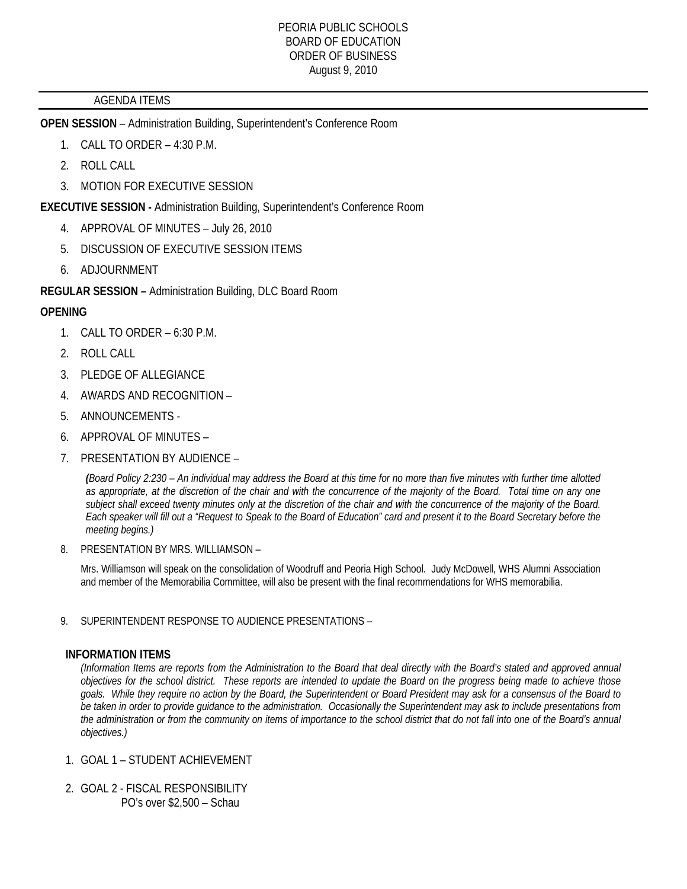# PEORIA PUBLIC SCHOOLS
## BOARD OF EDUCATION
## ORDER OF BUSINESS
August 9, 2010

AGENDA ITEMS

**OPEN SESSION** – Administration Building, Superintendent's Conference Room

1. CALL TO ORDER – 4:30 P.M.
2. ROLL CALL
3. MOTION FOR EXECUTIVE SESSION

**EXECUTIVE SESSION -** Administration Building, Superintendent's Conference Room

4. APPROVAL OF MINUTES – July 26, 2010
5. DISCUSSION OF EXECUTIVE SESSION ITEMS
6. ADJOURNMENT

**REGULAR SESSION –** Administration Building, DLC Board Room

**OPENING**

1. CALL TO ORDER – 6:30 P.M.
2. ROLL CALL
3. PLEDGE OF ALLEGIANCE
4. AWARDS AND RECOGNITION –
5. ANNOUNCEMENTS -
6. APPROVAL OF MINUTES –
7. PRESENTATION BY AUDIENCE –

   *(Board Policy 2:230 – An individual may address the Board at this time for no more than five minutes with further time allotted as appropriate, at the discretion of the chair and with the concurrence of the majority of the Board. Total time on any one subject shall exceed twenty minutes only at the discretion of the chair and with the concurrence of the majority of the Board. Each speaker will fill out a "Request to Speak to the Board of Education" card and present it to the Board Secretary before the meeting begins.)*

8. PRESENTATION BY MRS. WILLIAMSON –

   Mrs. Williamson will speak on the consolidation of Woodruff and Peoria High School. Judy McDowell, WHS Alumni Association and member of the Memorabilia Committee, will also be present with the final recommendations for WHS memorabilia.

9. SUPERINTENDENT RESPONSE TO AUDIENCE PRESENTATIONS –

**INFORMATION ITEMS**

*(Information Items are reports from the Administration to the Board that deal directly with the Board's stated and approved annual objectives for the school district. These reports are intended to update the Board on the progress being made to achieve those goals. While they require no action by the Board, the Superintendent or Board President may ask for a consensus of the Board to be taken in order to provide guidance to the administration. Occasionally the Superintendent may ask to include presentations from the administration or from the community on items of importance to the school district that do not fall into one of the Board's annual objectives.)*

1. GOAL 1 – STUDENT ACHIEVEMENT
2. GOAL 2 - FISCAL RESPONSIBILITY
   PO's over $2,500 – Schau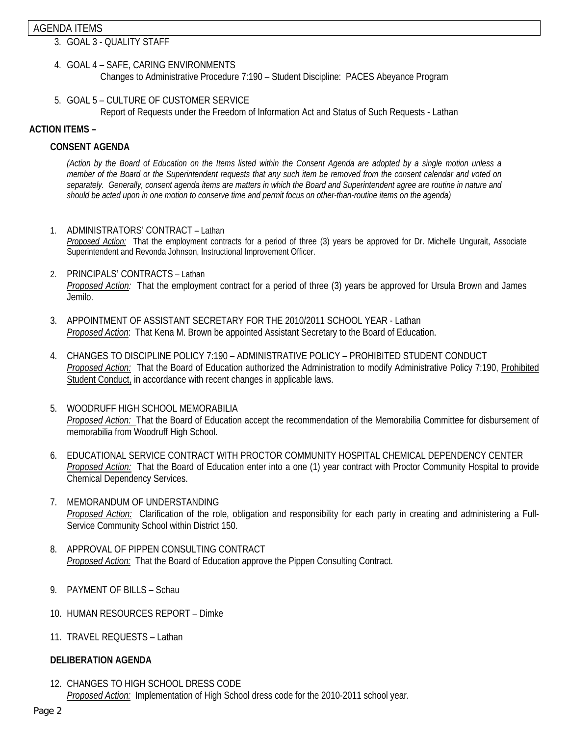AGENDA ITEMS

3. GOAL 3 - QUALITY STAFF

4. GOAL 4 – SAFE, CARING ENVIRONMENTS
   Changes to Administrative Procedure 7:190 – Student Discipline: PACES Abeyance Program

5. GOAL 5 – CULTURE OF CUSTOMER SERVICE
   Report of Requests under the Freedom of Information Act and Status of Such Requests - Lathan

**ACTION ITEMS –**

**CONSENT AGENDA**

*(Action by the Board of Education on the Items listed within the Consent Agenda are adopted by a single motion unless a member of the Board or the Superintendent requests that any such item be removed from the consent calendar and voted on separately. Generally, consent agenda items are matters in which the Board and Superintendent agree are routine in nature and should be acted upon in one motion to conserve time and permit focus on other-than-routine items on the agenda)*

1. ADMINISTRATORS' CONTRACT – Lathan
   *Proposed Action:* That the employment contracts for a period of three (3) years be approved for Dr. Michelle Ungurait, Associate Superintendent and Revonda Johnson, Instructional Improvement Officer.

2. PRINCIPALS' CONTRACTS – Lathan
   *Proposed Action:* That the employment contract for a period of three (3) years be approved for Ursula Brown and James Jemilo.

3. APPOINTMENT OF ASSISTANT SECRETARY FOR THE 2010/2011 SCHOOL YEAR - Lathan
   *Proposed Action*: That Kena M. Brown be appointed Assistant Secretary to the Board of Education.

4. CHANGES TO DISCIPLINE POLICY 7:190 – ADMINISTRATIVE POLICY – PROHIBITED STUDENT CONDUCT
   *Proposed Action:* That the Board of Education authorized the Administration to modify Administrative Policy 7:190, Prohibited Student Conduct, in accordance with recent changes in applicable laws.

5. WOODRUFF HIGH SCHOOL MEMORABILIA
   *Proposed Action:* That the Board of Education accept the recommendation of the Memorabilia Committee for disbursement of memorabilia from Woodruff High School.

6. EDUCATIONAL SERVICE CONTRACT WITH PROCTOR COMMUNITY HOSPITAL CHEMICAL DEPENDENCY CENTER
   *Proposed Action:* That the Board of Education enter into a one (1) year contract with Proctor Community Hospital to provide Chemical Dependency Services.

7. MEMORANDUM OF UNDERSTANDING
   *Proposed Action:* Clarification of the role, obligation and responsibility for each party in creating and administering a Full-Service Community School within District 150.

8. APPROVAL OF PIPPEN CONSULTING CONTRACT
   *Proposed Action:* That the Board of Education approve the Pippen Consulting Contract.

9. PAYMENT OF BILLS – Schau

10. HUMAN RESOURCES REPORT – Dimke

11. TRAVEL REQUESTS – Lathan

**DELIBERATION AGENDA**

12. CHANGES TO HIGH SCHOOL DRESS CODE
    *Proposed Action:* Implementation of High School dress code for the 2010-2011 school year.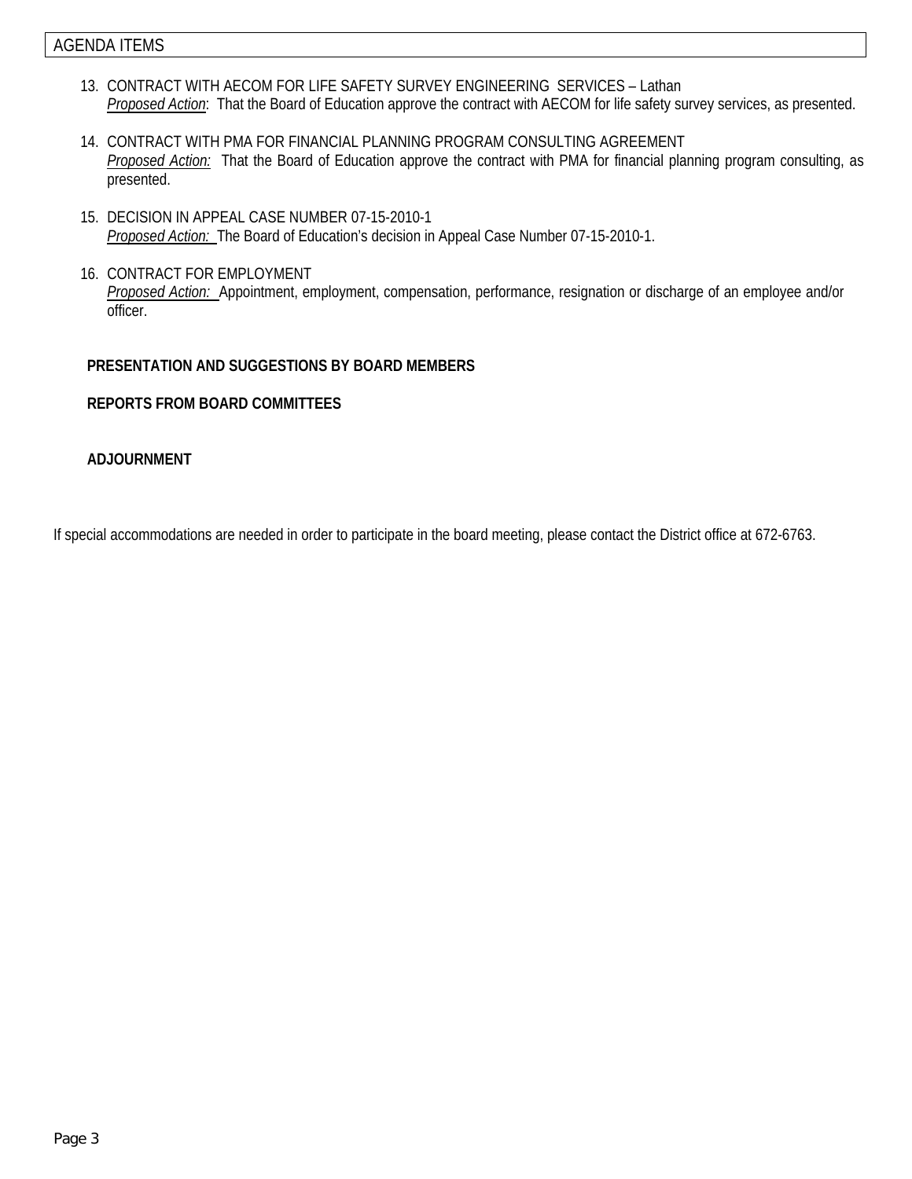AGENDA ITEMS

13. CONTRACT WITH AECOM FOR LIFE SAFETY SURVEY ENGINEERING SERVICES – Lathan
    *Proposed Action*: That the Board of Education approve the contract with AECOM for life safety survey services, as presented.

14. CONTRACT WITH PMA FOR FINANCIAL PLANNING PROGRAM CONSULTING AGREEMENT
    *Proposed Action:* That the Board of Education approve the contract with PMA for financial planning program consulting, as presented.

15. DECISION IN APPEAL CASE NUMBER 07-15-2010-1
    *Proposed Action:* The Board of Education's decision in Appeal Case Number 07-15-2010-1.

16. CONTRACT FOR EMPLOYMENT
    *Proposed Action:* Appointment, employment, compensation, performance, resignation or discharge of an employee and/or officer.

**PRESENTATION AND SUGGESTIONS BY BOARD MEMBERS**

**REPORTS FROM BOARD COMMITTEES**

**ADJOURNMENT**

If special accommodations are needed in order to participate in the board meeting, please contact the District office at 672-6763.